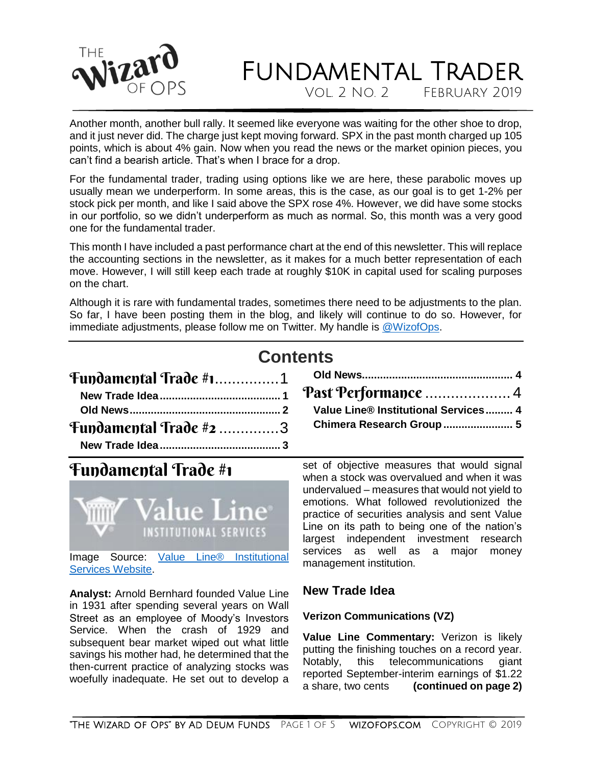# Fundamental Trader

Vol. 2 No. 2 February 2019

Another month, another bull rally. It seemed like everyone was waiting for the other shoe to drop, and it just never did. The charge just kept moving forward. SPX in the past month charged up 105 points, which is about 4% gain. Now when you read the news or the market opinion pieces, you can't find a bearish article. That's when I brace for a drop.

For the fundamental trader, trading using options like we are here, these parabolic moves up usually mean we underperform. In some areas, this is the case, as our goal is to get 1-2% per stock pick per month, and like I said above the SPX rose 4%. However, we did have some stocks in our portfolio, so we didn't underperform as much as normal. So, this month was a very good one for the fundamental trader.

This month I have included a past performance chart at the end of this newsletter. This will replace the accounting sections in the newsletter, as it makes for a much better representation of each move. However, I will still keep each trade at roughly $10K in capital used for scaling purposes on the chart.

Although it is rare with fundamental trades, sometimes there need to be adjustments to the plan. So far, I have been posting them in the blog, and likely will continue to do so. However, for immediate adjustments, please follow me on Twitter. My handle is [@WizofOps](https://twitter.com/WizofOps).

## Contents

- Fundamental Trade #1 .............. 1
  - New Trade Idea .............. 1
  - Old News .............. 2
- Fundamental Trade #2 .............. 3
  - New Trade Idea .............. 3
  - Old News .............. 4
- Past Performance .............. 4
  - Value Line® Institutional Services .............. 4
  - Chimera Research Group .............. 5

## Fundamental Trade #1

Image Source: [Value Line® Institutional Services Website](#).

**Analyst:** Arnold Bernhard founded Value Line in 1931 after spending several years on Wall Street as an employee of Moody's Investors Service. When the crash of 1929 and subsequent bear market wiped out what little savings his mother had, he determined that the then-current practice of analyzing stocks was woefully inadequate. He set out to develop a set of objective measures that would signal when a stock was overvalued and when it was undervalued – measures that would not yield to emotions. What followed revolutionized the practice of securities analysis and sent Value Line on its path to being one of the nation's largest independent investment research services as well as a major money management institution.

### New Trade Idea

**Verizon Communications (VZ)**

**Value Line Commentary:** Verizon is likely putting the finishing touches on a record year. Notably, this telecommunications giant reported September-interim earnings of $1.22 a share, two cents **(continued on page 2)**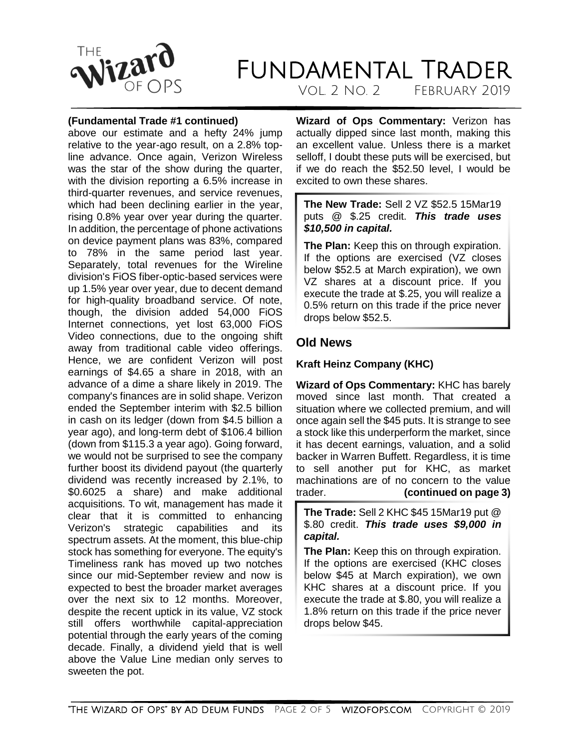**(Fundamental Trade #1 continued)**

above our estimate and a hefty 24% jump relative to the year-ago result, on a 2.8% top-line advance. Once again, Verizon Wireless was the star of the show during the quarter, with the division reporting a 6.5% increase in third-quarter revenues, and service revenues, which had been declining earlier in the year, rising 0.8% year over year during the quarter. In addition, the percentage of phone activations on device payment plans was 83%, compared to 78% in the same period last year. Separately, total revenues for the Wireline division's FiOS fiber-optic-based services were up 1.5% year over year, due to decent demand for high-quality broadband service. Of note, though, the division added 54,000 FiOS Internet connections, yet lost 63,000 FiOS Video connections, due to the ongoing shift away from traditional cable video offerings. Hence, we are confident Verizon will post earnings of $4.65 a share in 2018, with an advance of a dime a share likely in 2019. The company's finances are in solid shape. Verizon ended the September interim with $2.5 billion in cash on its ledger (down from $4.5 billion a year ago), and long-term debt of $106.4 billion (down from $115.3 a year ago). Going forward, we would not be surprised to see the company further boost its dividend payout (the quarterly dividend was recently increased by 2.1%, to $0.6025 a share) and make additional acquisitions. To wit, management has made it clear that it is committed to enhancing Verizon's strategic capabilities and its spectrum assets. At the moment, this blue-chip stock has something for everyone. The equity's Timeliness rank has moved up two notches since our mid-September review and now is expected to best the broader market averages over the next six to 12 months. Moreover, despite the recent uptick in its value, VZ stock still offers worthwhile capital-appreciation potential through the early years of the coming decade. Finally, a dividend yield that is well above the Value Line median only serves to sweeten the pot.

**Wizard of Ops Commentary:** Verizon has actually dipped since last month, making this an excellent value. Unless there is a market selloff, I doubt these puts will be exercised, but if we do reach the $52.50 level, I would be excited to own these shares.

**The New Trade:** Sell 2 VZ $52.5 15Mar19 puts @ $.25 credit. ***This trade uses $10,500 in capital.***

**The Plan:** Keep this on through expiration. If the options are exercised (VZ closes below $52.5 at March expiration), we own VZ shares at a discount price. If you execute the trade at $.25, you will realize a 0.5% return on this trade if the price never drops below $52.5.

## Old News

### Kraft Heinz Company (KHC)

**Wizard of Ops Commentary:** KHC has barely moved since last month. That created a situation where we collected premium, and will once again sell the $45 puts. It is strange to see a stock like this underperform the market, since it has decent earnings, valuation, and a solid backer in Warren Buffett. Regardless, it is time to sell another put for KHC, as market machinations are of no concern to the value trader. **(continued on page 3)**

**The Trade:** Sell 2 KHC $45 15Mar19 put @ $.80 credit. ***This trade uses $9,000 in capital.***

**The Plan:** Keep this on through expiration. If the options are exercised (KHC closes below $45 at March expiration), we own KHC shares at a discount price. If you execute the trade at $.80, you will realize a 1.8% return on this trade if the price never drops below $45.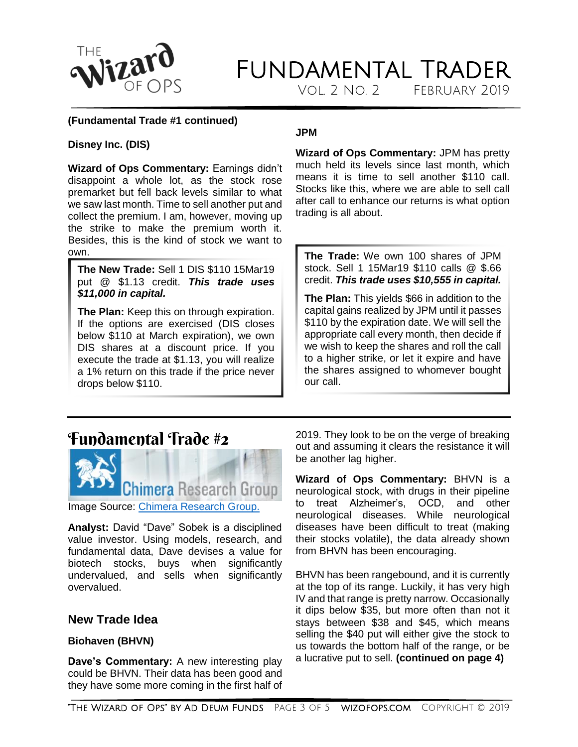**(Fundamental Trade #1 continued)**

**Disney Inc. (DIS)**

**Wizard of Ops Commentary:** Earnings didn't disappoint a whole lot, as the stock rose premarket but fell back levels similar to what we saw last month. Time to sell another put and collect the premium. I am, however, moving up the strike to make the premium worth it. Besides, this is the kind of stock we want to own.

> **The New Trade:** Sell 1 DIS $110 15Mar19 put @ $1.13 credit. ***This trade uses $11,000 in capital.***
>
> **The Plan:** Keep this on through expiration. If the options are exercised (DIS closes below $110 at March expiration), we own DIS shares at a discount price. If you execute the trade at $1.13, you will realize a 1% return on this trade if the price never drops below $110.

**JPM**

**Wizard of Ops Commentary:** JPM has pretty much held its levels since last month, which means it is time to sell another $110 call. Stocks like this, where we are able to sell call after call to enhance our returns is what option trading is all about.

> **The Trade:** We own 100 shares of JPM stock. Sell 1 15Mar19 $110 calls @ $.66 credit. ***This trade uses $10,555 in capital.***
>
> **The Plan:** This yields $66 in addition to the capital gains realized by JPM until it passes $110 by the expiration date. We will sell the appropriate call every month, then decide if we wish to keep the shares and roll the call to a higher strike, or let it expire and have the shares assigned to whomever bought our call.

## Fundamental Trade #2

Image Source: Chimera Research Group.

**Analyst:** David "Dave" Sobek is a disciplined value investor. Using models, research, and fundamental data, Dave devises a value for biotech stocks, buys when significantly undervalued, and sells when significantly overvalued.

### New Trade Idea

**Biohaven (BHVN)**

**Dave's Commentary:** A new interesting play could be BHVN. Their data has been good and they have some more coming in the first half of 2019. They look to be on the verge of breaking out and assuming it clears the resistance it will be another lag higher.

**Wizard of Ops Commentary:** BHVN is a neurological stock, with drugs in their pipeline to treat Alzheimer's, OCD, and other neurological diseases. While neurological diseases have been difficult to treat (making their stocks volatile), the data already shown from BHVN has been encouraging.

BHVN has been rangebound, and it is currently at the top of its range. Luckily, it has very high IV and that range is pretty narrow. Occasionally it dips below $35, but more often than not it stays between $38 and $45, which means selling the $40 put will either give the stock to us towards the bottom half of the range, or be a lucrative put to sell. **(continued on page 4)**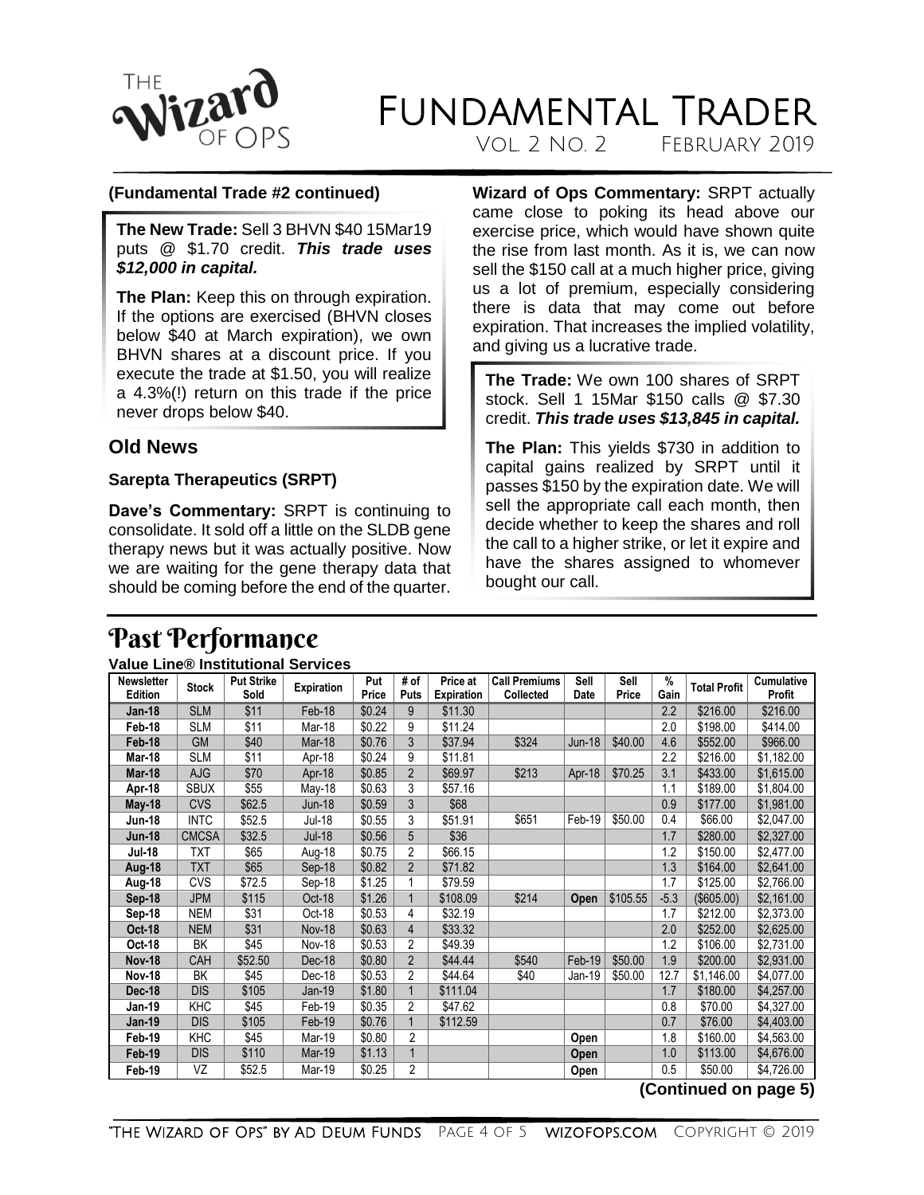**(Fundamental Trade #2 continued)**

**The New Trade:** Sell 3 BHVN $40 15Mar19 puts @ $1.70 credit. ***This trade uses $12,000 in capital.***

**The Plan:** Keep this on through expiration. If the options are exercised (BHVN closes below $40 at March expiration), we own BHVN shares at a discount price. If you execute the trade at $1.50, you will realize a 4.3%(!) return on this trade if the price never drops below $40.

## Old News

### Sarepta Therapeutics (SRPT)

**Dave's Commentary:** SRPT is continuing to consolidate. It sold off a little on the SLDB gene therapy news but it was actually positive. Now we are waiting for the gene therapy data that should be coming before the end of the quarter.

**Wizard of Ops Commentary:** SRPT actually came close to poking its head above our exercise price, which would have shown quite the rise from last month. As it is, we can now sell the $150 call at a much higher price, giving us a lot of premium, especially considering there is data that may come out before expiration. That increases the implied volatility, and giving us a lucrative trade.

**The Trade:** We own 100 shares of SRPT stock. Sell 1 15Mar $150 calls @ $7.30 credit. ***This trade uses $13,845 in capital.***

**The Plan:** This yields $730 in addition to capital gains realized by SRPT until it passes $150 by the expiration date. We will sell the appropriate call each month, then decide whether to keep the shares and roll the call to a higher strike, or let it expire and have the shares assigned to whomever bought our call.

# Past Performance

**Value Line® Institutional Services**

| Newsletter Edition | Stock | Put Strike Sold | Expiration | Put Price | # of Puts | Price at Expiration | Call Premiums Collected | Sell Date | Sell Price | % Gain | Total Profit | Cumulative Profit |
|---|---|---|---|---|---|---|---|---|---|---|---|---|
| Jan-18 | SLM | $11 | Feb-18 | $0.24 | 9 | $11.30 | | | | 2.2 | $216.00 | $216.00 |
| Feb-18 | SLM | $11 | Mar-18 | $0.22 | 9 | $11.24 | | | | 2.0 | $198.00 | $414.00 |
| Feb-18 | GM | $40 | Mar-18 | $0.76 | 3 | $37.94 | $324 | Jun-18 | $40.00 | 4.6 | $552.00 | $966.00 |
| Mar-18 | SLM | $11 | Apr-18 | $0.24 | 9 | $11.81 | | | | 2.2 | $216.00 | $1,182.00 |
| Mar-18 | AJG | $70 | Apr-18 | $0.85 | 2 | $69.97 | $213 | Apr-18 | $70.25 | 3.1 | $433.00 | $1,615.00 |
| Apr-18 | SBUX | $55 | May-18 | $0.63 | 3 | $57.16 | | | | 1.1 | $189.00 | $1,804.00 |
| May-18 | CVS | $62.5 | Jun-18 | $0.59 | 3 | $68 | | | | 0.9 | $177.00 | $1,981.00 |
| Jun-18 | INTC | $52.5 | Jul-18 | $0.55 | 3 | $51.91 | $651 | Feb-19 | $50.00 | 0.4 | $66.00 | $2,047.00 |
| Jun-18 | CMCSA | $32.5 | Jul-18 | $0.56 | 5 | $36 | | | | 1.7 | $280.00 | $2,327.00 |
| Jul-18 | TXT | $65 | Aug-18 | $0.75 | 2 | $66.15 | | | | 1.2 | $150.00 | $2,477.00 |
| Aug-18 | TXT | $65 | Sep-18 | $0.82 | 2 | $71.82 | | | | 1.3 | $164.00 | $2,641.00 |
| Aug-18 | CVS | $72.5 | Sep-18 | $1.25 | 1 | $79.59 | | | | 1.7 | $125.00 | $2,766.00 |
| Sep-18 | JPM | $115 | Oct-18 | $1.26 | 1 | $108.09 | $214 | **Open** | $105.55 | -5.3 | ($605.00) | $2,161.00 |
| Sep-18 | NEM | $31 | Oct-18 | $0.53 | 4 | $32.19 | | | | 1.7 | $212.00 | $2,373.00 |
| Oct-18 | NEM | $31 | Nov-18 | $0.63 | 4 | $33.32 | | | | 2.0 | $252.00 | $2,625.00 |
| Oct-18 | BK | $45 | Nov-18 | $0.53 | 2 | $49.39 | | | | 1.2 | $106.00 | $2,731.00 |
| Nov-18 | CAH | $52.50 | Dec-18 | $0.80 | 2 | $44.44 | $540 | Feb-19 | $50.00 | 1.9 | $200.00 | $2,931.00 |
| Nov-18 | BK | $45 | Dec-18 | $0.53 | 2 | $44.64 | $40 | Jan-19 | $50.00 | 12.7 | $1,146.00 | $4,077.00 |
| Dec-18 | DIS | $105 | Jan-19 | $1.80 | 1 | $111.04 | | | | 1.7 | $180.00 | $4,257.00 |
| Jan-19 | KHC | $45 | Feb-19 | $0.35 | 2 | $47.62 | | | | 0.8 | $70.00 | $4,327.00 |
| Jan-19 | DIS | $105 | Feb-19 | $0.76 | 1 | $112.59 | | | | 0.7 | $76.00 | $4,403.00 |
| Feb-19 | KHC | $45 | Mar-19 | $0.80 | 2 | | | **Open** | | 1.8 | $160.00 | $4,563.00 |
| Feb-19 | DIS | $110 | Mar-19 | $1.13 | 1 | | | **Open** | | 1.0 | $113.00 | $4,676.00 |
| Feb-19 | VZ | $52.5 | Mar-19 | $0.25 | 2 | | | **Open** | | 0.5 | $50.00 | $4,726.00 |

**(Continued on page 5)**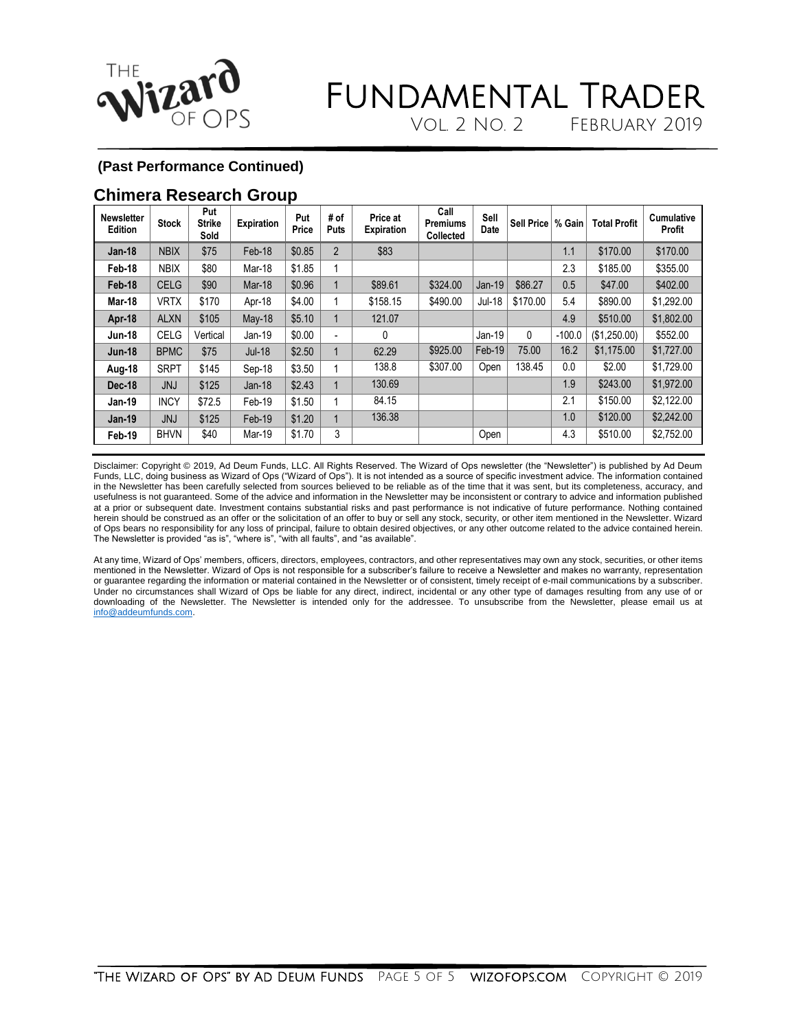**(Past Performance Continued)**

## Chimera Research Group

| Newsletter Edition | Stock | Put Strike Sold | Expiration | Put Price | # of Puts | Price at Expiration | Call Premiums Collected | Sell Date | Sell Price | % Gain | Total Profit | Cumulative Profit |
|---|---|---|---|---|---|---|---|---|---|---|---|---|
| **Jan-18** | NBIX | $75 | Feb-18 | $0.85 | 2 | $83 | | | | 1.1 | $170.00 | $170.00 |
| **Feb-18** | NBIX | $80 | Mar-18 | $1.85 | 1 | | | | | 2.3 | $185.00 | $355.00 |
| **Feb-18** | CELG | $90 | Mar-18 | $0.96 | 1 | $89.61 | $324.00 | Jan-19 | $86.27 | 0.5 | $47.00 | $402.00 |
| **Mar-18** | VRTX | $170 | Apr-18 | $4.00 | 1 | $158.15 | $490.00 | Jul-18 | $170.00 | 5.4 | $890.00 | $1,292.00 |
| **Apr-18** | ALXN | $105 | May-18 | $5.10 | 1 | 121.07 | | | | 4.9 | $510.00 | $1,802.00 |
| **Jun-18** | CELG | Vertical | Jan-19 | $0.00 | - | 0 | | Jan-19 | 0 | -100.0 | ($1,250.00) | $552.00 |
| **Jun-18** | BPMC | $75 | Jul-18 | $2.50 | 1 | 62.29 | $925.00 | Feb-19 | 75.00 | 16.2 | $1,175.00 | $1,727.00 |
| **Aug-18** | SRPT | $145 | Sep-18 | $3.50 | 1 | 138.8 | $307.00 | Open | 138.45 | 0.0 | $2.00 | $1,729.00 |
| **Dec-18** | JNJ | $125 | Jan-18 | $2.43 | 1 | 130.69 | | | | 1.9 | $243.00 | $1,972.00 |
| **Jan-19** | INCY | $72.5 | Feb-19 | $1.50 | 1 | 84.15 | | | | 2.1 | $150.00 | $2,122.00 |
| **Jan-19** | JNJ | $125 | Feb-19 | $1.20 | 1 | 136.38 | | | | 1.0 | $120.00 | $2,242.00 |
| **Feb-19** | BHVN | $40 | Mar-19 | $1.70 | 3 | | | Open | | 4.3 | $510.00 | $2,752.00 |

Disclaimer: Copyright © 2019, Ad Deum Funds, LLC. All Rights Reserved. The Wizard of Ops newsletter (the "Newsletter") is published by Ad Deum Funds, LLC, doing business as Wizard of Ops ("Wizard of Ops"). It is not intended as a source of specific investment advice. The information contained in the Newsletter has been carefully selected from sources believed to be reliable as of the time that it was sent, but its completeness, accuracy, and usefulness is not guaranteed. Some of the advice and information in the Newsletter may be inconsistent or contrary to advice and information published at a prior or subsequent date. Investment contains substantial risks and past performance is not indicative of future performance. Nothing contained herein should be construed as an offer or the solicitation of an offer to buy or sell any stock, security, or other item mentioned in the Newsletter. Wizard of Ops bears no responsibility for any loss of principal, failure to obtain desired objectives, or any other outcome related to the advice contained herein. The Newsletter is provided "as is", "where is", "with all faults", and "as available".

At any time, Wizard of Ops' members, officers, directors, employees, contractors, and other representatives may own any stock, securities, or other items mentioned in the Newsletter. Wizard of Ops is not responsible for a subscriber's failure to receive a Newsletter and makes no warranty, representation or guarantee regarding the information or material contained in the Newsletter or of consistent, timely receipt of e-mail communications by a subscriber. Under no circumstances shall Wizard of Ops be liable for any direct, indirect, incidental or any other type of damages resulting from any use of or downloading of the Newsletter. The Newsletter is intended only for the addressee. To unsubscribe from the Newsletter, please email us at info@addeumfunds.com.